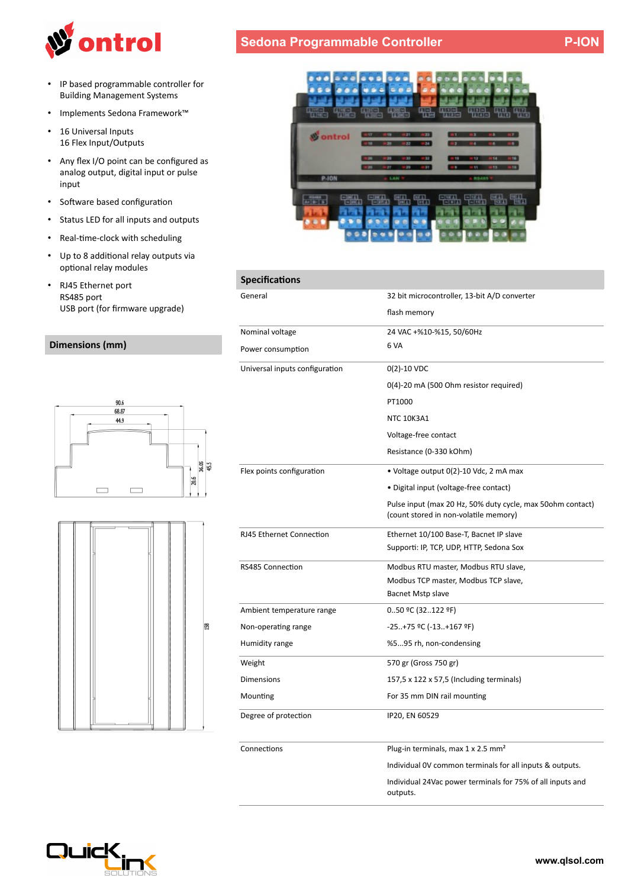# Sedona Programmable Controller — P-ION

- IP based programmable controller for Building Management Systems
- Implements Sedona Framework™
- 16 Universal Inputs
  16 Flex Input/Outputs
- Any flex I/O point can be configured as analog output, digital input or pulse input
- Software based configuration
- Status LED for all inputs and outputs
- Real-time-clock with scheduling
- Up to 8 additional relay outputs via optional relay modules
- RJ45 Ethernet port
  RS485 port
  USB port (for firmware upgrade)

## Dimensions (mm)

## Specifications

| | |
|---|---|
| General | 32 bit microcontroller, 13-bit A/D converter<br>flash memory |
| Nominal voltage | 24 VAC +%10-%15, 50/60Hz |
| Power consumption | 6 VA |
| Universal inputs configuration | 0(2)-10 VDC<br>0(4)-20 mA (500 Ohm resistor required)<br>PT1000<br>NTC 10K3A1<br>Voltage-free contact<br>Resistance (0-330 kOhm) |
| Flex points configuration | • Voltage output 0(2)-10 Vdc, 2 mA max<br>• Digital input (voltage-free contact)<br>Pulse input (max 20 Hz, 50% duty cycle, max 50ohm contact) (count stored in non-volatile memory) |
| RJ45 Ethernet Connection | Ethernet 10/100 Base-T, Bacnet IP slave<br>Supporti: IP, TCP, UDP, HTTP, Sedona Sox |
| RS485 Connection | Modbus RTU master, Modbus RTU slave,<br>Modbus TCP master, Modbus TCP slave,<br>Bacnet Mstp slave |
| Ambient temperature range | 0..50 ºC (32..122 ºF) |
| Non-operating range | -25..+75 ºC (-13..+167 ºF) |
| Humidity range | %5...95 rh, non-condensing |
| Weight | 570 gr (Gross 750 gr) |
| Dimensions | 157,5 x 122 x 57,5 (Including terminals) |
| Mounting | For 35 mm DIN rail mounting |
| Degree of protection | IP20, EN 60529 |
| Connections | Plug-in terminals, max 1 x 2.5 mm²<br>Individual 0V common terminals for all inputs & outputs.<br>Individual 24Vac power terminals for 75% of all inputs and outputs. |

www.qlsol.com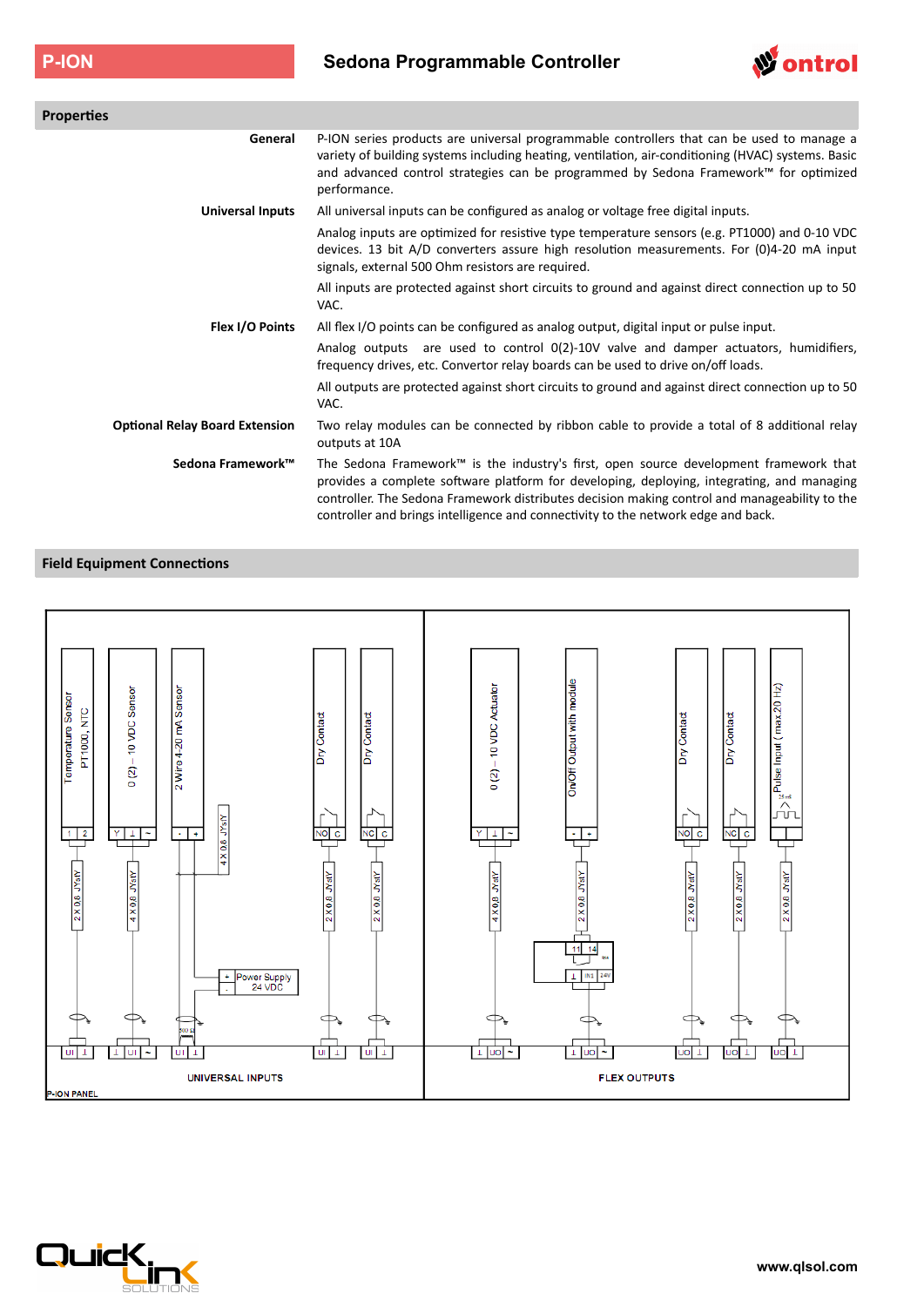## Properties

| | |
|---|---|
| **General** | P-ION series products are universal programmable controllers that can be used to manage a variety of building systems including heating, ventilation, air-conditioning (HVAC) systems. Basic and advanced control strategies can be programmed by Sedona Framework™ for optimized performance. |
| **Universal Inputs** | All universal inputs can be configured as analog or voltage free digital inputs. |
| | Analog inputs are optimized for resistive type temperature sensors (e.g. PT1000) and 0-10 VDC devices. 13 bit A/D converters assure high resolution measurements. For (0)4-20 mA input signals, external 500 Ohm resistors are required. |
| | All inputs are protected against short circuits to ground and against direct connection up to 50 VAC. |
| **Flex I/O Points** | All flex I/O points can be configured as analog output, digital input or pulse input. |
| | Analog outputs are used to control 0(2)-10V valve and damper actuators, humidifiers, frequency drives, etc. Convertor relay boards can be used to drive on/off loads. |
| | All outputs are protected against short circuits to ground and against direct connection up to 50 VAC. |
| **Optional Relay Board Extension** | Two relay modules can be connected by ribbon cable to provide a total of 8 additional relay outputs at 10A |
| **Sedona Framework™** | The Sedona Framework™ is the industry's first, open source development framework that provides a complete software platform for developing, deploying, integrating, and managing controller. The Sedona Framework distributes decision making control and manageability to the controller and brings intelligence and connectivity to the network edge and back. |

## Field Equipment Connections

Temperature Sensor PT1000, NTC
0 (2) – 10 VDC Sensor
2 Wire 4-20 mA Sensor
Dry Contact
Dry Contact
0 (2) – 10 VDC Actuator
On/Off Output with module
Dry Contact
Dry Contact
Pulse Input ( max.20 Hz)

2 X 0,8 JYstY
4 X 0,8 JYstY
4 X 0,8 JYstY
Power Supply 24 VDC
500 Ω

UNIVERSAL INPUTS
FLEX OUTPUTS
P-ION PANEL

www.qlsol.com